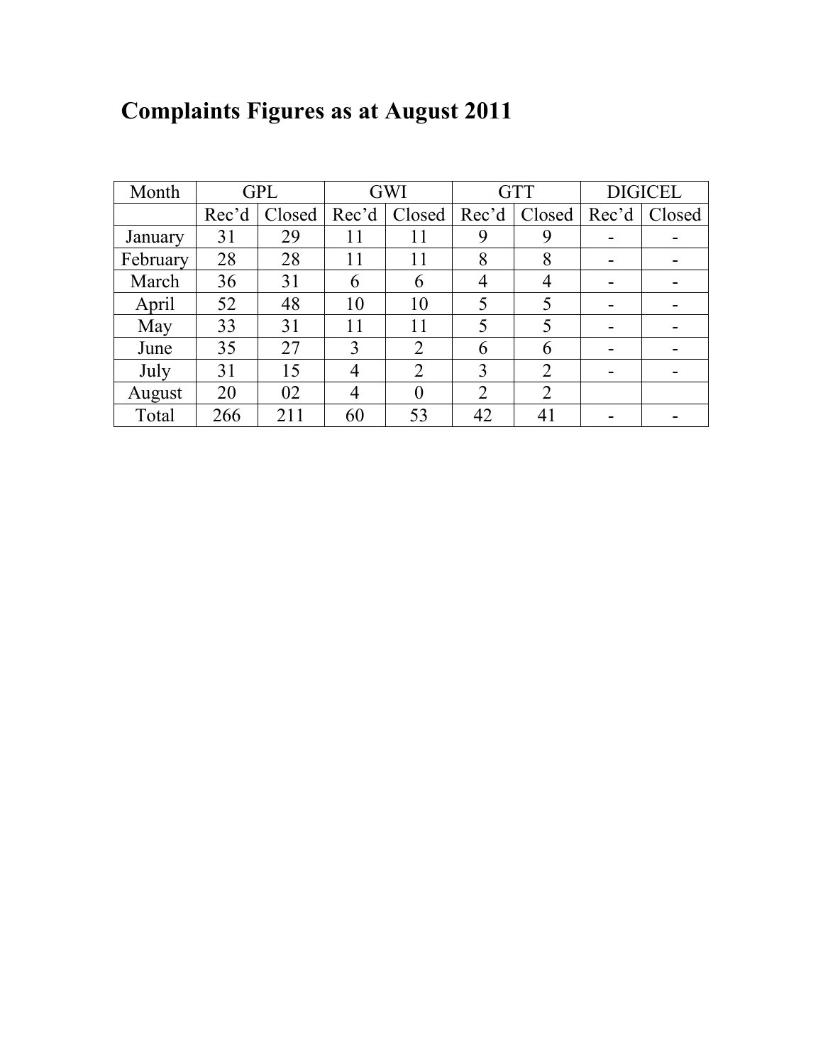# Complaints Figures as at August 2011

| Month | GPL | | GWI | | GTT | | DIGICEL | |
|---|---|---|---|---|---|---|---|---|
| | Rec'd | Closed | Rec'd | Closed | Rec'd | Closed | Rec'd | Closed |
| January | 31 | 29 | 11 | 11 | 9 | 9 | - | - |
| February | 28 | 28 | 11 | 11 | 8 | 8 | - | - |
| March | 36 | 31 | 6 | 6 | 4 | 4 | - | - |
| April | 52 | 48 | 10 | 10 | 5 | 5 | - | - |
| May | 33 | 31 | 11 | 11 | 5 | 5 | - | - |
| June | 35 | 27 | 3 | 2 | 6 | 6 | - | - |
| July | 31 | 15 | 4 | 2 | 3 | 2 | - | - |
| August | 20 | 02 | 4 | 0 | 2 | 2 | | |
| Total | 266 | 211 | 60 | 53 | 42 | 41 | - | - |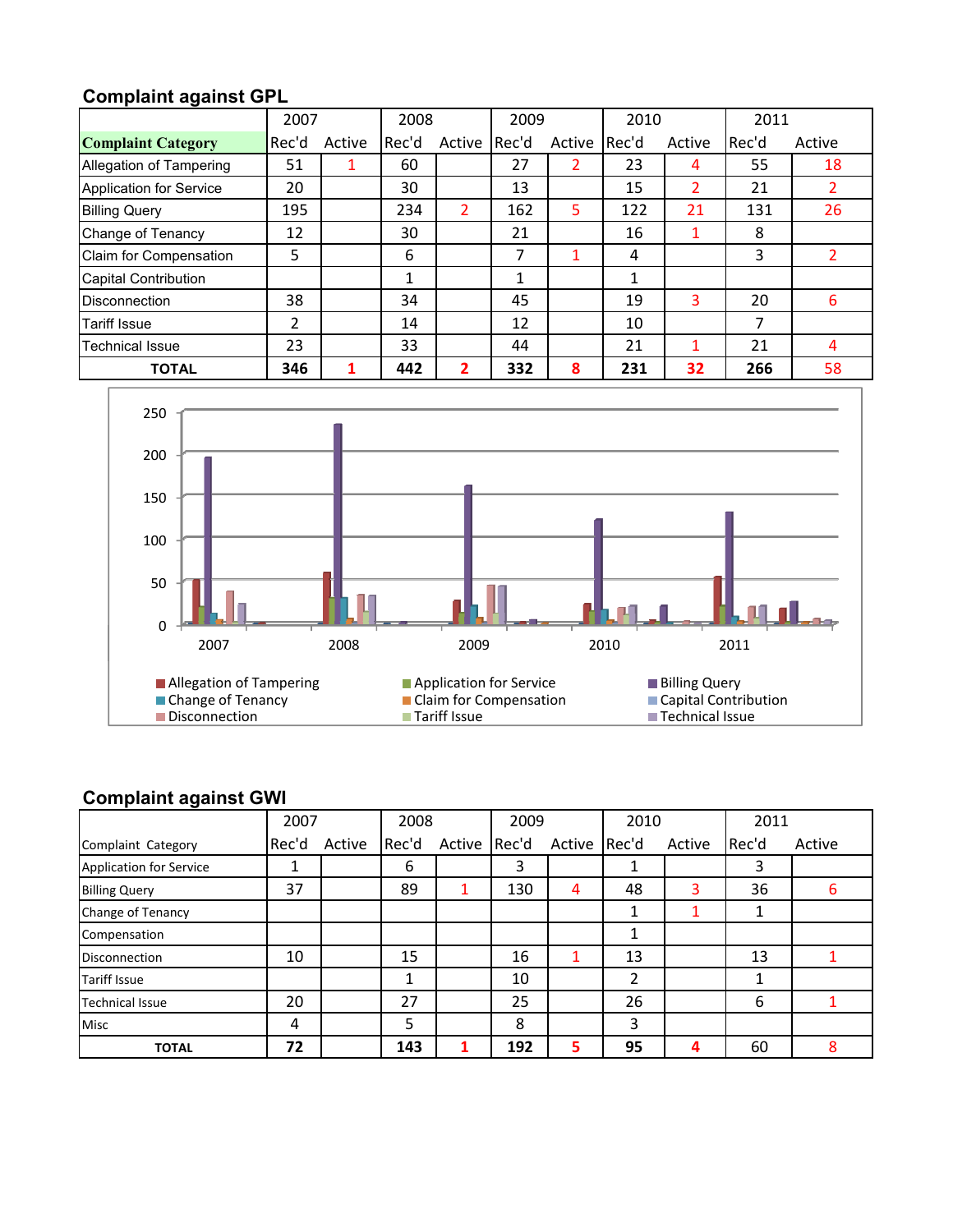## Complaint against GPL

| Complaint Category | 2007 | | 2008 | | 2009 | | 2010 | | 2011 | |
|---|---|---|---|---|---|---|---|---|---|---|
| | Rec'd | Active | Rec'd | Active | Rec'd | Active | Rec'd | Active | Rec'd | Active |
| Allegation of Tampering | 51 | 1 | 60 | | 27 | 2 | 23 | 4 | 55 | 18 |
| Application for Service | 20 | | 30 | | 13 | | 15 | 2 | 21 | 2 |
| Billing Query | 195 | | 234 | 2 | 162 | 5 | 122 | 21 | 131 | 26 |
| Change of Tenancy | 12 | | 30 | | 21 | | 16 | 1 | 8 | |
| Claim for Compensation | 5 | | 6 | | 7 | 1 | 4 | | 3 | 2 |
| Capital Contribution | | | 1 | | 1 | | 1 | | | |
| Disconnection | 38 | | 34 | | 45 | | 19 | 3 | 20 | 6 |
| Tariff Issue | 2 | | 14 | | 12 | | 10 | | 7 | |
| Technical Issue | 23 | | 33 | | 44 | | 21 | 1 | 21 | 4 |
| **TOTAL** | **346** | **1** | **442** | **2** | **332** | **8** | **231** | **32** | **266** | 58 |

## Complaint against GWI

| Complaint Category | 2007 | | 2008 | | 2009 | | 2010 | | 2011 | |
|---|---|---|---|---|---|---|---|---|---|---|
| | Rec'd | Active | Rec'd | Active | Rec'd | Active | Rec'd | Active | Rec'd | Active |
| Application for Service | 1 | | 6 | | 3 | | 1 | | 3 | |
| Billing Query | 37 | | 89 | 1 | 130 | 4 | 48 | 3 | 36 | 6 |
| Change of Tenancy | | | | | | | 1 | 1 | 1 | |
| Compensation | | | | | | | 1 | | | |
| Disconnection | 10 | | 15 | | 16 | 1 | 13 | | 13 | 1 |
| Tariff Issue | | | 1 | | 10 | | 2 | | 1 | |
| Technical Issue | 20 | | 27 | | 25 | | 26 | | 6 | 1 |
| Misc | 4 | | 5 | | 8 | | 3 | | | |
| **TOTAL** | **72** | | **143** | **1** | **192** | **5** | **95** | **4** | 60 | 8 |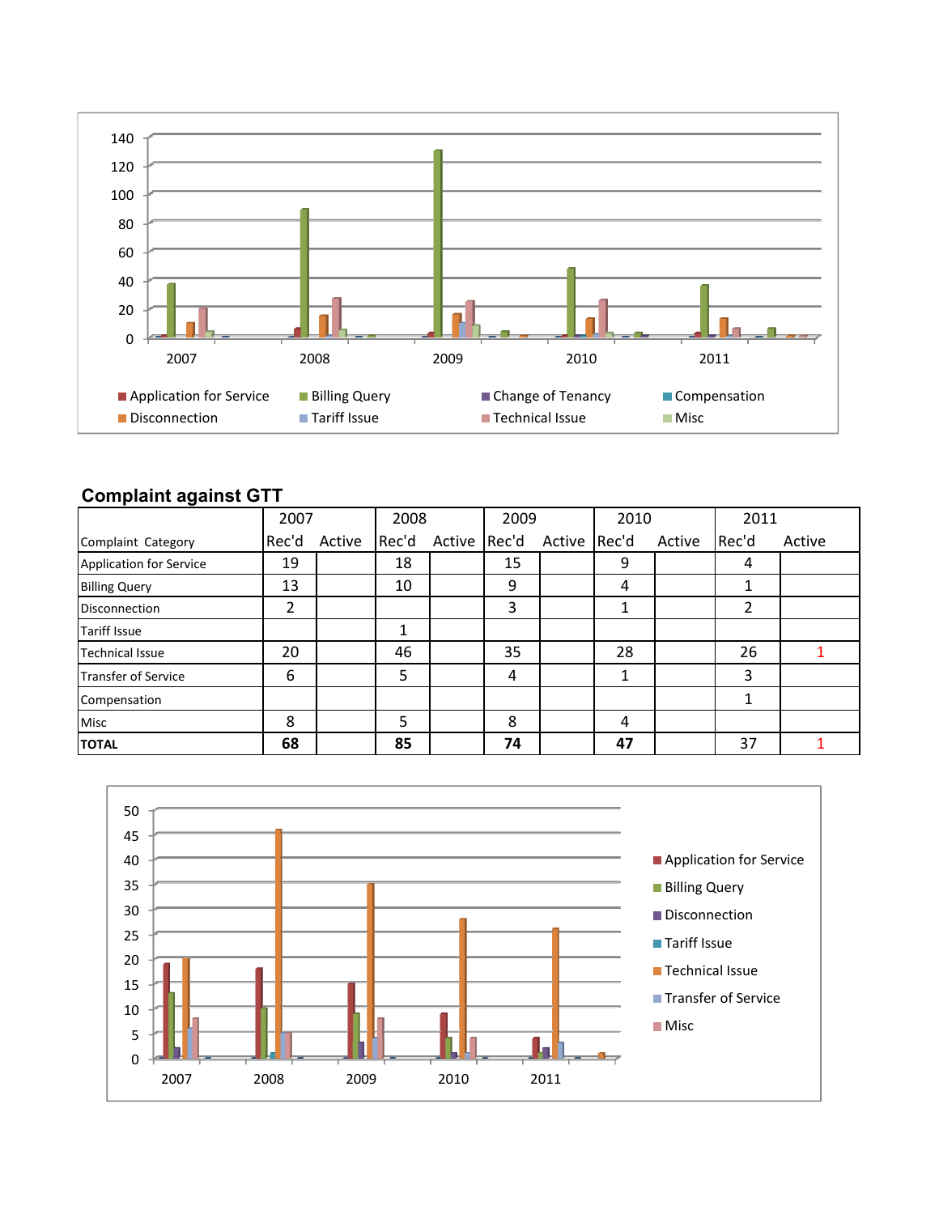## Complaint against GTT

| Complaint Category | 2007 Rec'd | 2007 Active | 2008 Rec'd | 2008 Active | 2009 Rec'd | 2009 Active | 2010 Rec'd | 2010 Active | 2011 Rec'd | 2011 Active |
|---|---|---|---|---|---|---|---|---|---|---|
| Application for Service | 19 | | 18 | | 15 | | 9 | | 4 | |
| Billing Query | 13 | | 10 | | 9 | | 4 | | 1 | |
| Disconnection | 2 | | | | 3 | | 1 | | 2 | |
| Tariff Issue | | | 1 | | | | | | | |
| Technical Issue | 20 | | 46 | | 35 | | 28 | | 26 | 1 |
| Transfer of Service | 6 | | 5 | | 4 | | 1 | | 3 | |
| Compensation | | | | | | | | | 1 | |
| Misc | 8 | | 5 | | 8 | | 4 | | | |
| **TOTAL** | **68** | | **85** | | **74** | | **47** | | 37 | 1 |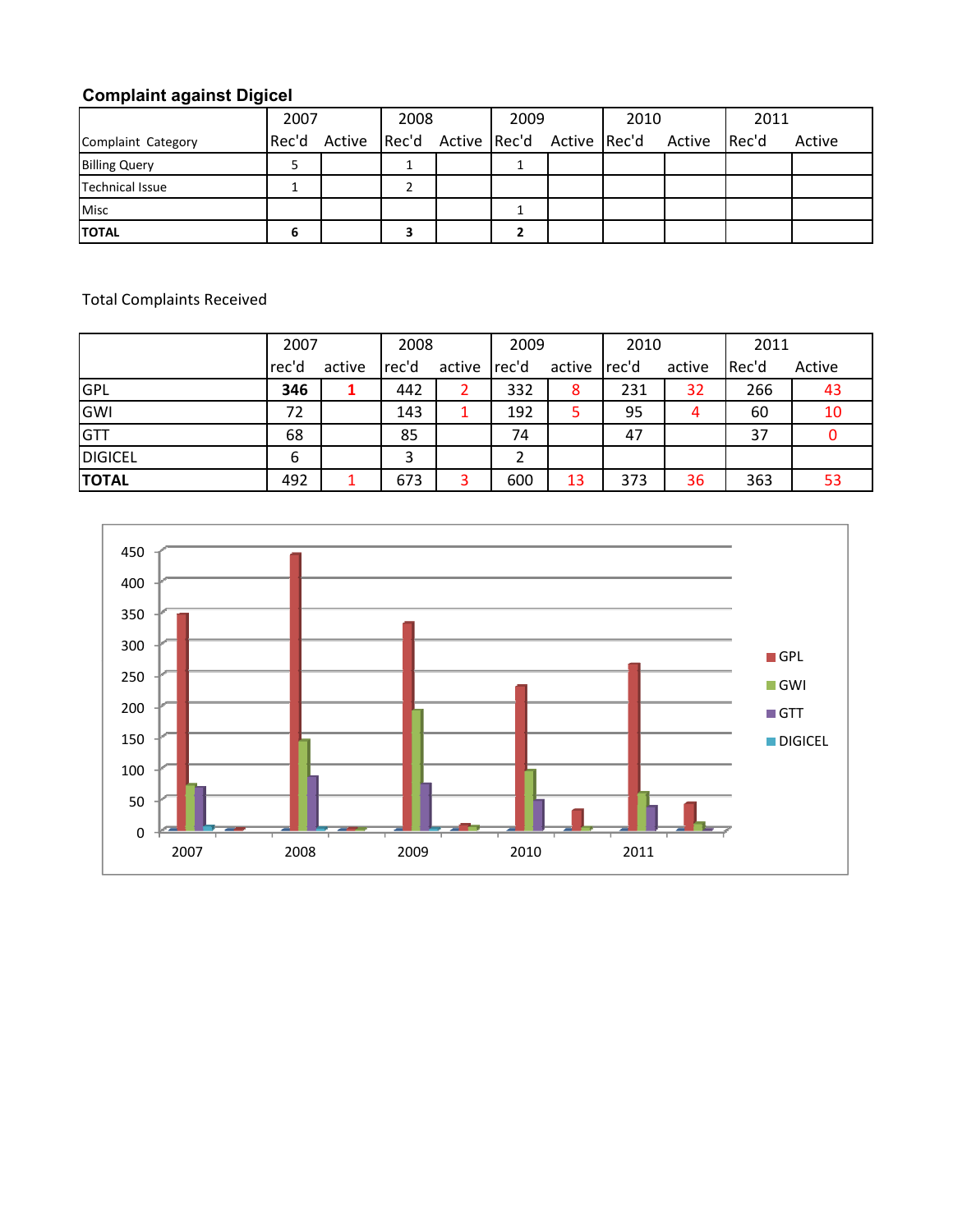**Complaint against Digicel**

| Complaint Category | 2007 | | 2008 | | 2009 | | 2010 | | 2011 | |
|---|---|---|---|---|---|---|---|---|---|---|
| | Rec'd | Active | Rec'd | Active | Rec'd | Active | Rec'd | Active | Rec'd | Active |
| Billing Query | 5 | | 1 | | 1 | | | | | |
| Technical Issue | 1 | | 2 | | | | | | | |
| Misc | | | | | 1 | | | | | |
| **TOTAL** | **6** | | **3** | | **2** | | | | | |

Total Complaints Received

| | 2007 | | 2008 | | 2009 | | 2010 | | 2011 | |
|---|---|---|---|---|---|---|---|---|---|---|
| | rec'd | active | rec'd | active | rec'd | active | rec'd | active | Rec'd | Active |
| GPL | **346** | **1** | 442 | 2 | 332 | 8 | 231 | 32 | 266 | 43 |
| GWI | 72 | | 143 | 1 | 192 | 5 | 95 | 4 | 60 | 10 |
| GTT | 68 | | 85 | | 74 | | 47 | | 37 | 0 |
| DIGICEL | 6 | | 3 | | 2 | | | | | |
| **TOTAL** | 492 | 1 | 673 | 3 | 600 | 13 | 373 | 36 | 363 | 53 |

450
400
350
300
250
200
150
100
50
0
2007
2008
2009
2010
2011
GPL
GWI
GTT
DIGICEL